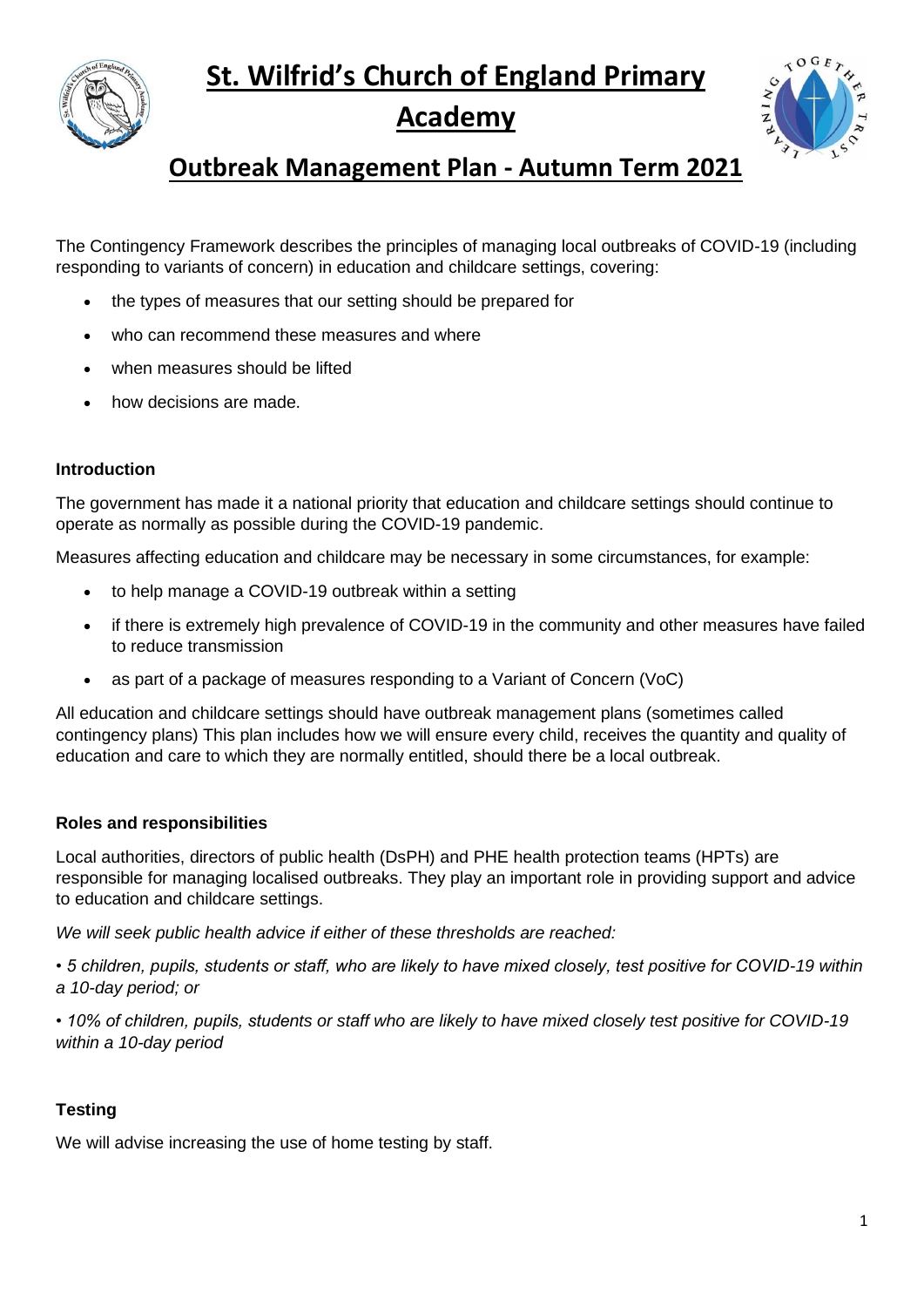# St. Wilfrid's Church of England Primary Academy

## Outbreak Management Plan - Autumn Term 2021

The Contingency Framework describes the principles of managing local outbreaks of COVID-19 (including responding to variants of concern) in education and childcare settings, covering:

- the types of measures that our setting should be prepared for
- who can recommend these measures and where
- when measures should be lifted
- how decisions are made.

**Introduction**

The government has made it a national priority that education and childcare settings should continue to operate as normally as possible during the COVID-19 pandemic.

Measures affecting education and childcare may be necessary in some circumstances, for example:

- to help manage a COVID-19 outbreak within a setting
- if there is extremely high prevalence of COVID-19 in the community and other measures have failed to reduce transmission
- as part of a package of measures responding to a Variant of Concern (VoC)

All education and childcare settings should have outbreak management plans (sometimes called contingency plans) This plan includes how we will ensure every child, receives the quantity and quality of education and care to which they are normally entitled, should there be a local outbreak.

**Roles and responsibilities**

Local authorities, directors of public health (DsPH) and PHE health protection teams (HPTs) are responsible for managing localised outbreaks. They play an important role in providing support and advice to education and childcare settings.

*We will seek public health advice if either of these thresholds are reached:*

*• 5 children, pupils, students or staff, who are likely to have mixed closely, test positive for COVID-19 within a 10-day period; or*

*• 10% of children, pupils, students or staff who are likely to have mixed closely test positive for COVID-19 within a 10-day period*

**Testing**

We will advise increasing the use of home testing by staff.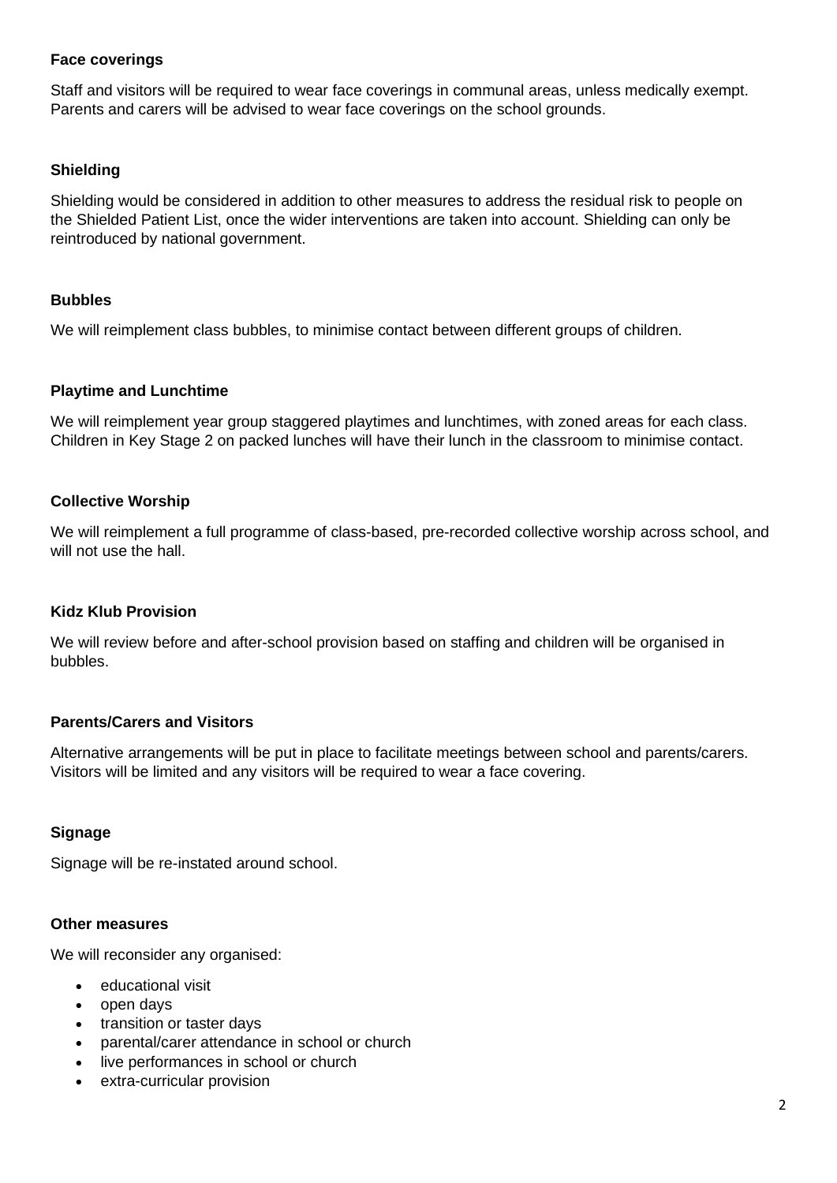### Face coverings

Staff and visitors will be required to wear face coverings in communal areas, unless medically exempt. Parents and carers will be advised to wear face coverings on the school grounds.

### Shielding

Shielding would be considered in addition to other measures to address the residual risk to people on the Shielded Patient List, once the wider interventions are taken into account. Shielding can only be reintroduced by national government.

### Bubbles

We will reimplement class bubbles, to minimise contact between different groups of children.

### Playtime and Lunchtime

We will reimplement year group staggered playtimes and lunchtimes, with zoned areas for each class. Children in Key Stage 2 on packed lunches will have their lunch in the classroom to minimise contact.

### Collective Worship

We will reimplement a full programme of class-based, pre-recorded collective worship across school, and will not use the hall.

### Kidz Klub Provision

We will review before and after-school provision based on staffing and children will be organised in bubbles.

### Parents/Carers and Visitors

Alternative arrangements will be put in place to facilitate meetings between school and parents/carers. Visitors will be limited and any visitors will be required to wear a face covering.

### Signage

Signage will be re-instated around school.

### Other measures

We will reconsider any organised:

- educational visit
- open days
- transition or taster days
- parental/carer attendance in school or church
- live performances in school or church
- extra-curricular provision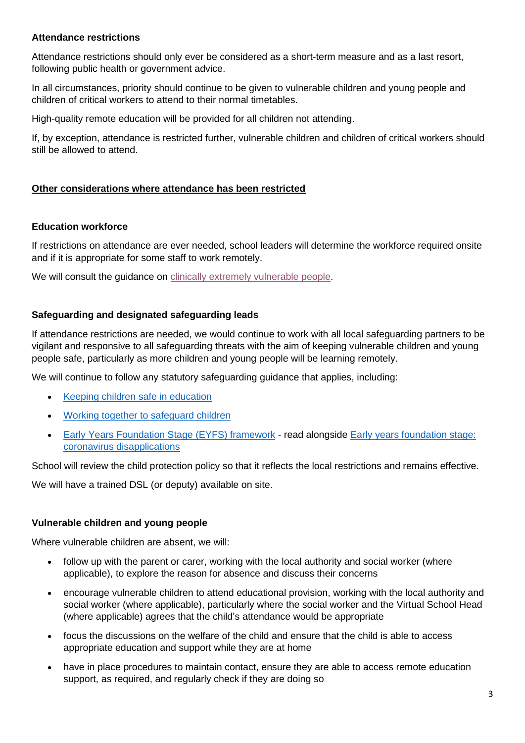### Attendance restrictions

Attendance restrictions should only ever be considered as a short-term measure and as a last resort, following public health or government advice.

In all circumstances, priority should continue to be given to vulnerable children and young people and children of critical workers to attend to their normal timetables.

High-quality remote education will be provided for all children not attending.

If, by exception, attendance is restricted further, vulnerable children and children of critical workers should still be allowed to attend.

## <u>Other considerations where attendance has been restricted</u>

### Education workforce

If restrictions on attendance are ever needed, school leaders will determine the workforce required onsite and if it is appropriate for some staff to work remotely.

We will consult the guidance on clinically extremely vulnerable people.

### Safeguarding and designated safeguarding leads

If attendance restrictions are needed, we would continue to work with all local safeguarding partners to be vigilant and responsive to all safeguarding threats with the aim of keeping vulnerable children and young people safe, particularly as more children and young people will be learning remotely.

We will continue to follow any statutory safeguarding guidance that applies, including:

- Keeping children safe in education
- Working together to safeguard children
- Early Years Foundation Stage (EYFS) framework - read alongside Early years foundation stage: coronavirus disapplications

School will review the child protection policy so that it reflects the local restrictions and remains effective.

We will have a trained DSL (or deputy) available on site.

### Vulnerable children and young people

Where vulnerable children are absent, we will:

- follow up with the parent or carer, working with the local authority and social worker (where applicable), to explore the reason for absence and discuss their concerns
- encourage vulnerable children to attend educational provision, working with the local authority and social worker (where applicable), particularly where the social worker and the Virtual School Head (where applicable) agrees that the child's attendance would be appropriate
- focus the discussions on the welfare of the child and ensure that the child is able to access appropriate education and support while they are at home
- have in place procedures to maintain contact, ensure they are able to access remote education support, as required, and regularly check if they are doing so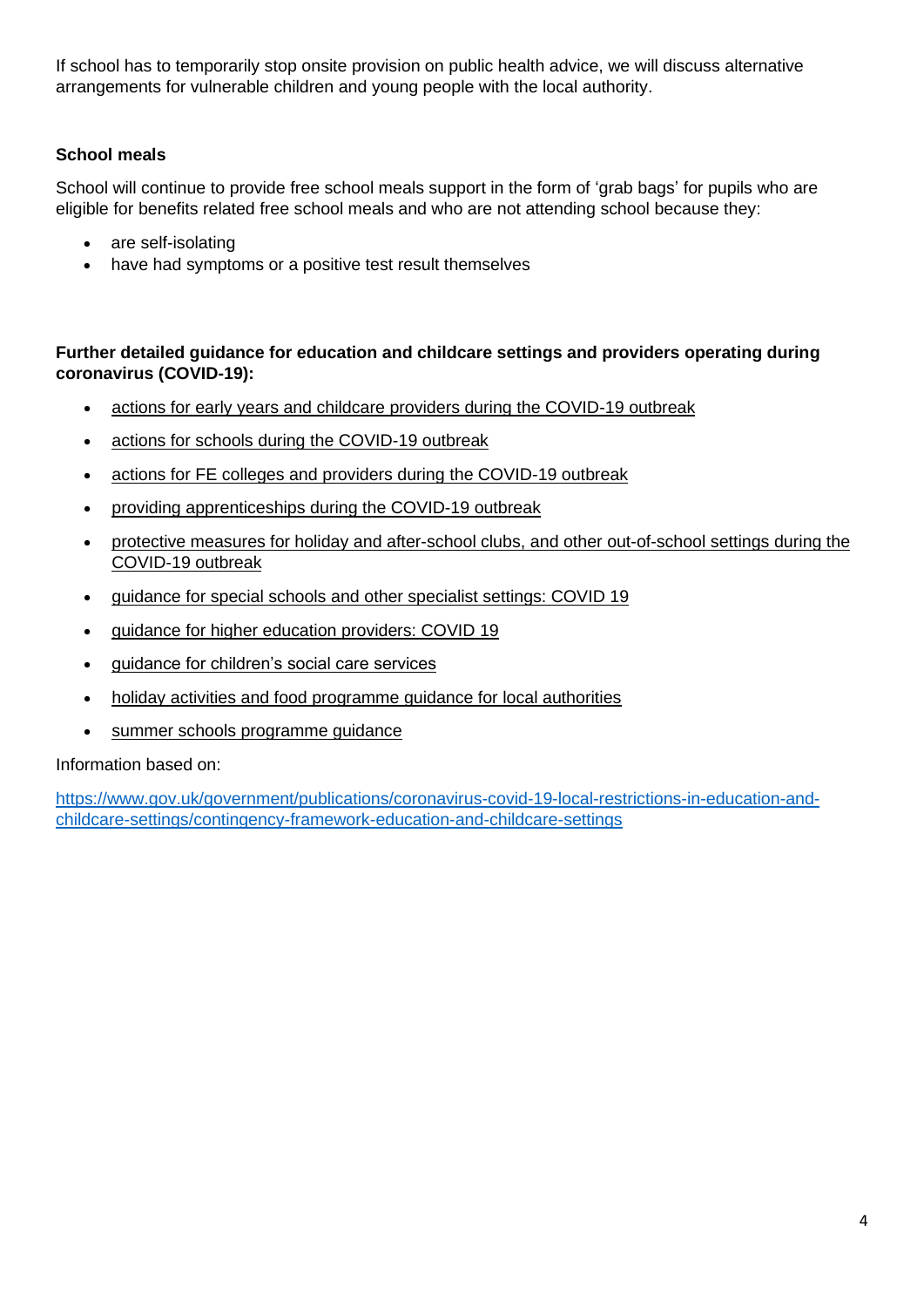If school has to temporarily stop onsite provision on public health advice, we will discuss alternative arrangements for vulnerable children and young people with the local authority.

**School meals**

School will continue to provide free school meals support in the form of 'grab bags' for pupils who are eligible for benefits related free school meals and who are not attending school because they:

- are self-isolating
- have had symptoms or a positive test result themselves

**Further detailed guidance for education and childcare settings and providers operating during coronavirus (COVID-19):**

- actions for early years and childcare providers during the COVID-19 outbreak
- actions for schools during the COVID-19 outbreak
- actions for FE colleges and providers during the COVID-19 outbreak
- providing apprenticeships during the COVID-19 outbreak
- protective measures for holiday and after-school clubs, and other out-of-school settings during the COVID-19 outbreak
- guidance for special schools and other specialist settings: COVID 19
- guidance for higher education providers: COVID 19
- guidance for children's social care services
- holiday activities and food programme guidance for local authorities
- summer schools programme guidance

Information based on:

https://www.gov.uk/government/publications/coronavirus-covid-19-local-restrictions-in-education-and-childcare-settings/contingency-framework-education-and-childcare-settings